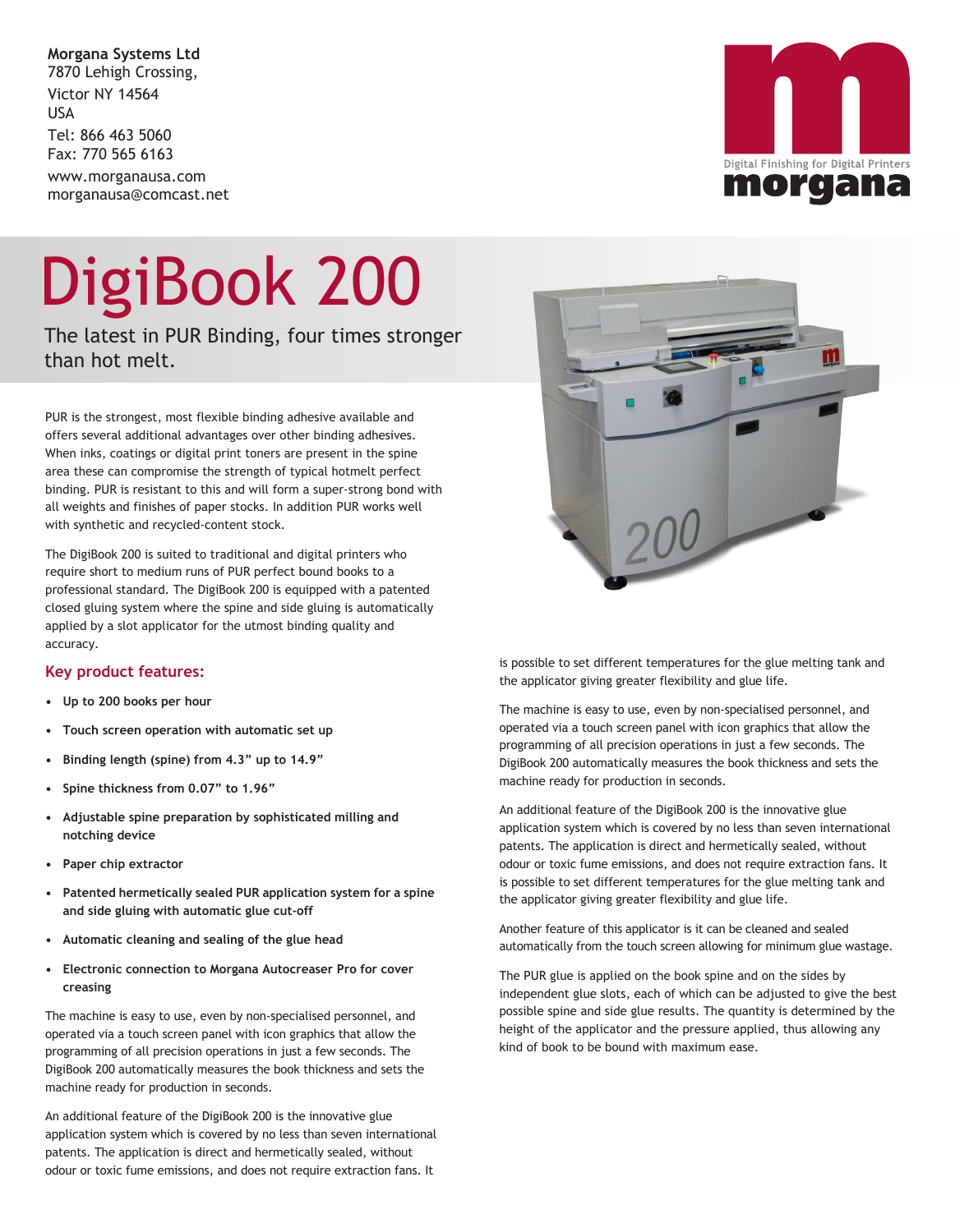**Morgana Systems Ltd**
7870 Lehigh Crossing,
Victor NY 14564
USA
Tel: 866 463 5060
Fax: 770 565 6163
www.morganausa.com
morganausa@comcast.net

Digital Finishing for Digital Printers
morgana

# DigiBook 200

## The latest in PUR Binding, four times stronger than hot melt.

PUR is the strongest, most flexible binding adhesive available and offers several additional advantages over other binding adhesives. When inks, coatings or digital print toners are present in the spine area these can compromise the strength of typical hotmelt perfect binding. PUR is resistant to this and will form a super-strong bond with all weights and finishes of paper stocks. In addition PUR works well with synthetic and recycled-content stock.

The DigiBook 200 is suited to traditional and digital printers who require short to medium runs of PUR perfect bound books to a professional standard. The DigiBook 200 is equipped with a patented closed gluing system where the spine and side gluing is automatically applied by a slot applicator for the utmost binding quality and accuracy.

### Key product features:

- **Up to 200 books per hour**
- **Touch screen operation with automatic set up**
- **Binding length (spine) from 4.3" up to 14.9"**
- **Spine thickness from 0.07" to 1.96"**
- **Adjustable spine preparation by sophisticated milling and notching device**
- **Paper chip extractor**
- **Patented hermetically sealed PUR application system for a spine and side gluing with automatic glue cut-off**
- **Automatic cleaning and sealing of the glue head**
- **Electronic connection to Morgana Autocreaser Pro for cover creasing**

The machine is easy to use, even by non-specialised personnel, and operated via a touch screen panel with icon graphics that allow the programming of all precision operations in just a few seconds. The DigiBook 200 automatically measures the book thickness and sets the machine ready for production in seconds.

An additional feature of the DigiBook 200 is the innovative glue application system which is covered by no less than seven international patents. The application is direct and hermetically sealed, without odour or toxic fume emissions, and does not require extraction fans. It is possible to set different temperatures for the glue melting tank and the applicator giving greater flexibility and glue life.

The machine is easy to use, even by non-specialised personnel, and operated via a touch screen panel with icon graphics that allow the programming of all precision operations in just a few seconds. The DigiBook 200 automatically measures the book thickness and sets the machine ready for production in seconds.

An additional feature of the DigiBook 200 is the innovative glue application system which is covered by no less than seven international patents. The application is direct and hermetically sealed, without odour or toxic fume emissions, and does not require extraction fans. It is possible to set different temperatures for the glue melting tank and the applicator giving greater flexibility and glue life.

Another feature of this applicator is it can be cleaned and sealed automatically from the touch screen allowing for minimum glue wastage.

The PUR glue is applied on the book spine and on the sides by independent glue slots, each of which can be adjusted to give the best possible spine and side glue results. The quantity is determined by the height of the applicator and the pressure applied, thus allowing any kind of book to be bound with maximum ease.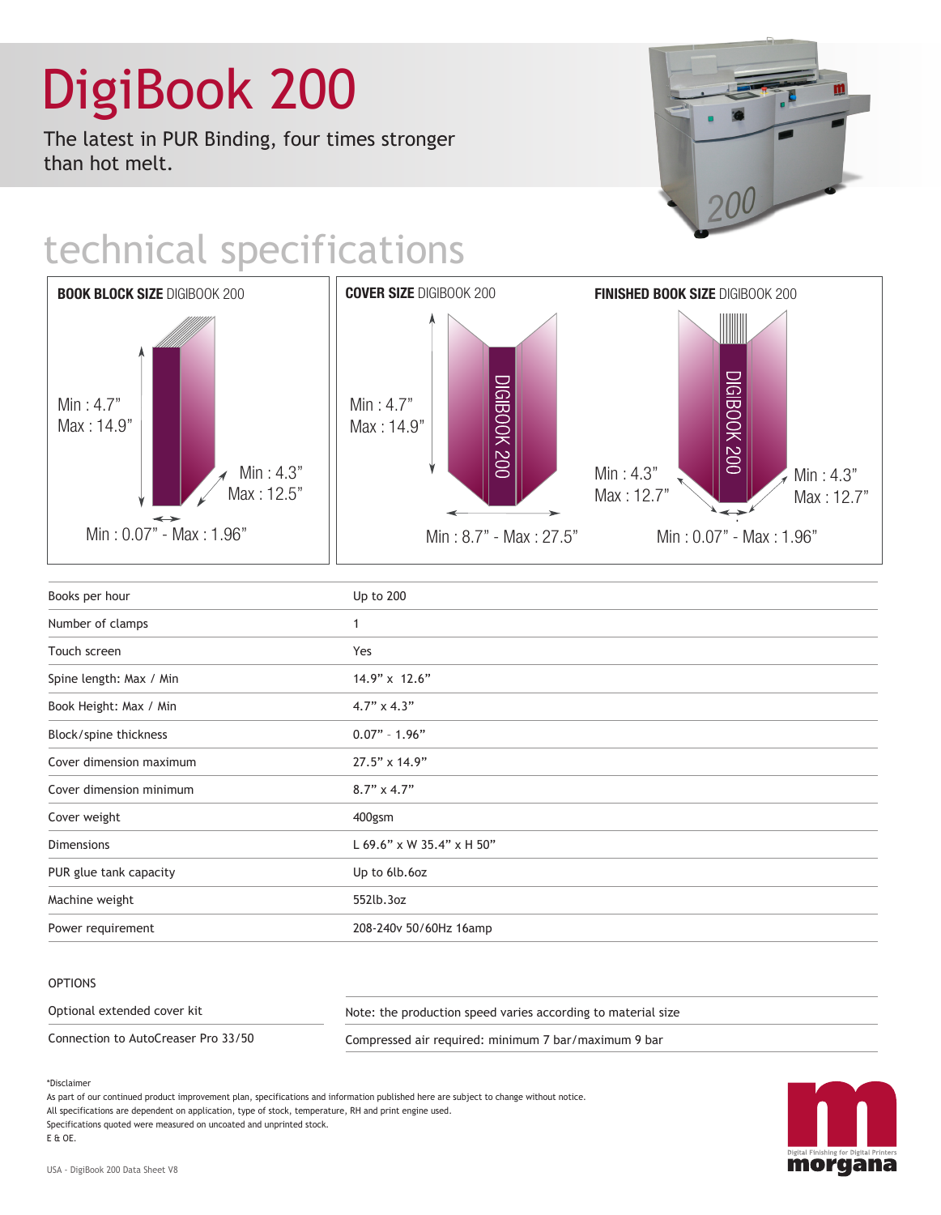# DigiBook 200

The latest in PUR Binding, four times stronger than hot melt.

## technical specifications

**BOOK BLOCK SIZE** DIGIBOOK 200

Min : 4.7"
Max : 14.9"

Min : 4.3"
Max : 12.5"

Min : 0.07" - Max : 1.96"

**COVER SIZE** DIGIBOOK 200

Min : 4.7"
Max : 14.9"

Min : 8.7" - Max : 27.5"

**FINISHED BOOK SIZE** DIGIBOOK 200

Min : 4.3"
Max : 12.7"

Min : 4.3"
Max : 12.7"

Min : 0.07" - Max : 1.96"

| | |
|---|---|
| Books per hour | Up to 200 |
| Number of clamps | 1 |
| Touch screen | Yes |
| Spine length: Max / Min | 14.9" x 12.6" |
| Book Height: Max / Min | 4.7" x 4.3" |
| Block/spine thickness | 0.07" - 1.96" |
| Cover dimension maximum | 27.5" x 14.9" |
| Cover dimension minimum | 8.7" x 4.7" |
| Cover weight | 400gsm |
| Dimensions | L 69.6" x W 35.4" x H 50" |
| PUR glue tank capacity | Up to 6lb.6oz |
| Machine weight | 552lb.3oz |
| Power requirement | 208-240v 50/60Hz 16amp |

OPTIONS

| | |
|---|---|
| Optional extended cover kit | Note: the production speed varies according to material size |
| Connection to AutoCreaser Pro 33/50 | Compressed air required: minimum 7 bar/maximum 9 bar |

*Disclaimer
As part of our continued product improvement plan, specifications and information published here are subject to change without notice.
All specifications are dependent on application, type of stock, temperature, RH and print engine used.
Specifications quoted were measured on uncoated and unprinted stock.
E & OE.

USA - DigiBook 200 Data Sheet V8

Digital Finishing for Digital Printers
morgana